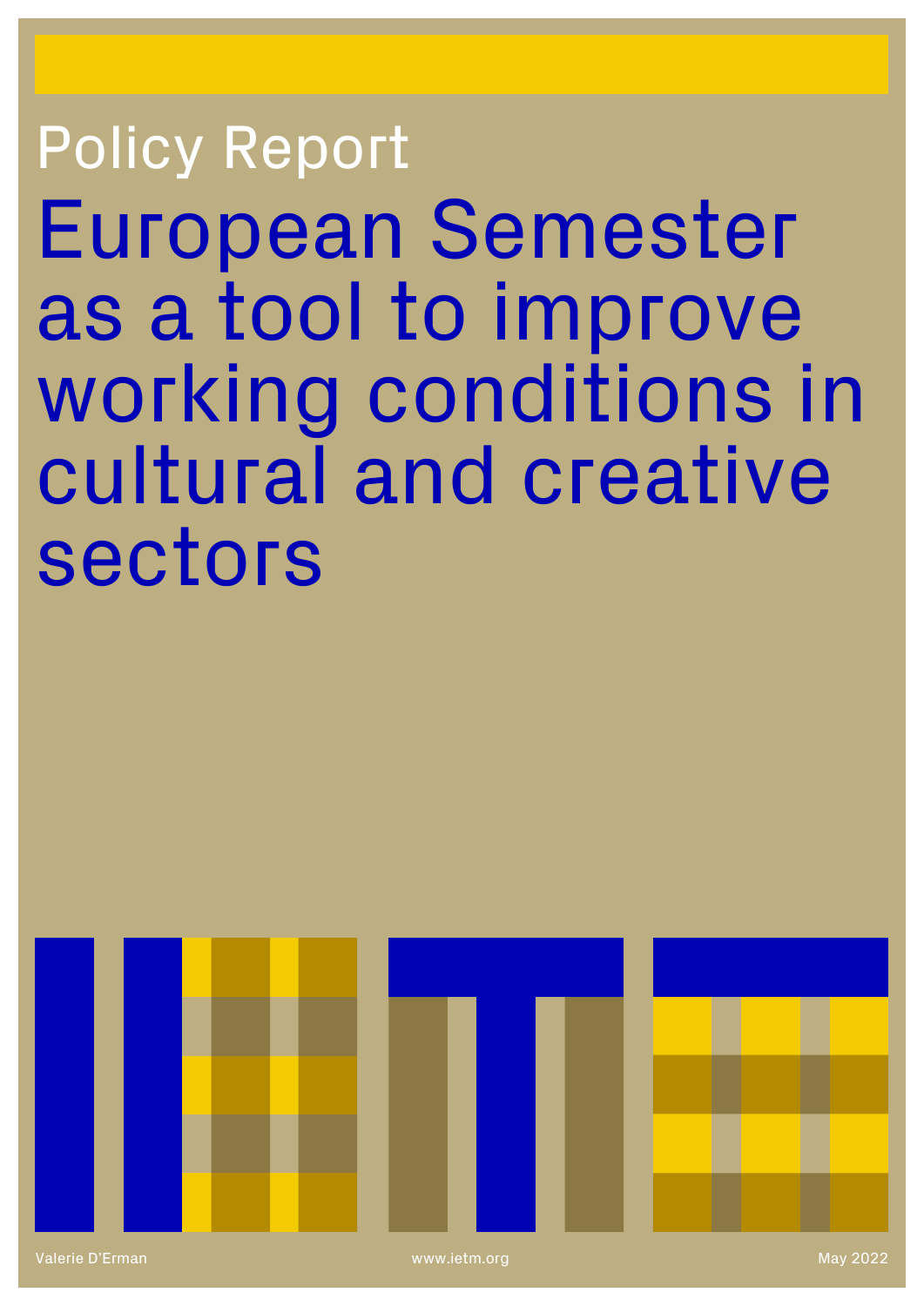Policy Report

# European Semester as a tool to improve working conditions in cultural and creative sectors

Valerie D'Erman

www.ietm.org

May 2022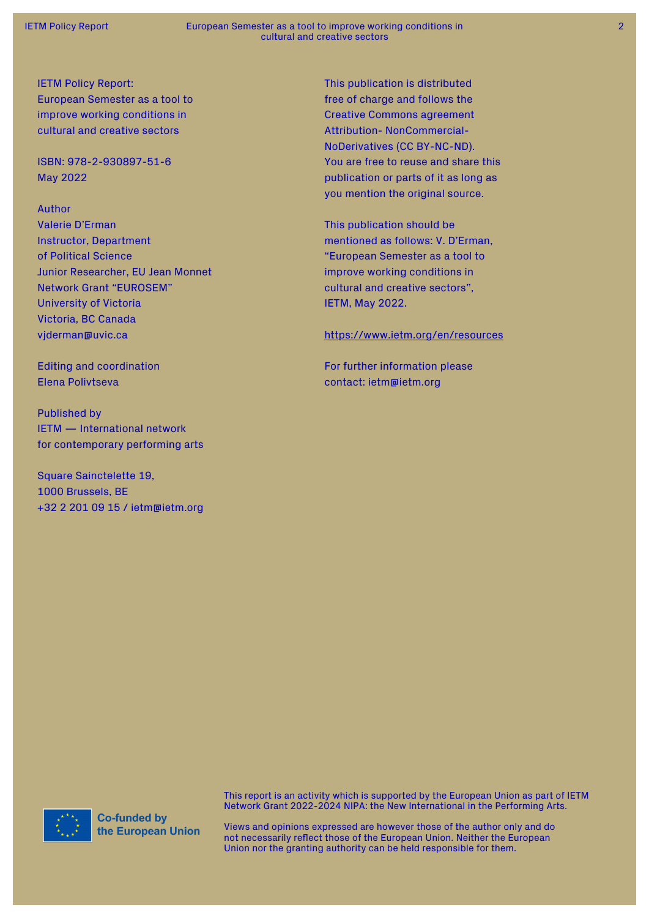IETM Policy Report:
European Semester as a tool to improve working conditions in cultural and creative sectors

ISBN: 978-2-930897-51-6
May 2022

Author
Valerie D'Erman
Instructor, Department of Political Science
Junior Researcher, EU Jean Monnet Network Grant "EUROSEM"
University of Victoria
Victoria, BC Canada
vjderman@uvic.ca

Editing and coordination
Elena Polivtseva

Published by
IETM — International network for contemporary performing arts

Square Sainctelette 19,
1000 Brussels, BE
+32 2 201 09 15 / ietm@ietm.org

This publication is distributed free of charge and follows the Creative Commons agreement Attribution- NonCommercial-NoDerivatives (CC BY-NC-ND). You are free to reuse and share this publication or parts of it as long as you mention the original source.

This publication should be mentioned as follows: V. D'Erman, "European Semester as a tool to improve working conditions in cultural and creative sectors", IETM, May 2022.

https://www.ietm.org/en/resources

For further information please contact: ietm@ietm.org

Co-funded by the European Union

This report is an activity which is supported by the European Union as part of IETM Network Grant 2022-2024 NIPA: the New International in the Performing Arts.

Views and opinions expressed are however those of the author only and do not necessarily reflect those of the European Union. Neither the European Union nor the granting authority can be held responsible for them.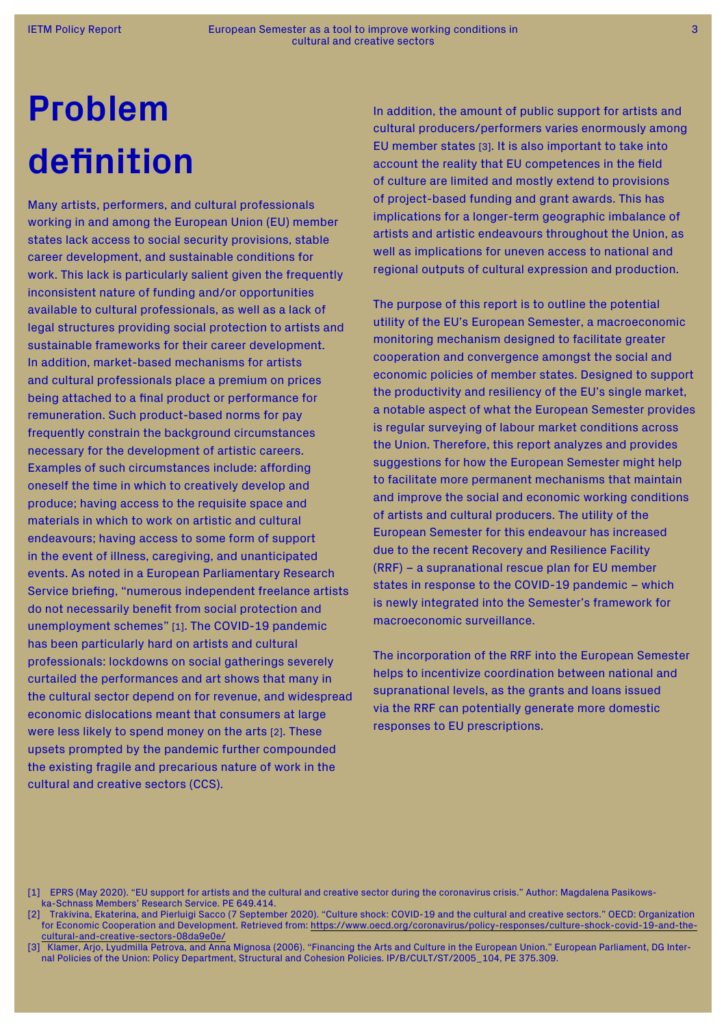# Problem definition

Many artists, performers, and cultural professionals working in and among the European Union (EU) member states lack access to social security provisions, stable career development, and sustainable conditions for work. This lack is particularly salient given the frequently inconsistent nature of funding and/or opportunities available to cultural professionals, as well as a lack of legal structures providing social protection to artists and sustainable frameworks for their career development. In addition, market-based mechanisms for artists and cultural professionals place a premium on prices being attached to a final product or performance for remuneration. Such product-based norms for pay frequently constrain the background circumstances necessary for the development of artistic careers. Examples of such circumstances include: affording oneself the time in which to creatively develop and produce; having access to the requisite space and materials in which to work on artistic and cultural endeavours; having access to some form of support in the event of illness, caregiving, and unanticipated events. As noted in a European Parliamentary Research Service briefing, "numerous independent freelance artists do not necessarily benefit from social protection and unemployment schemes" [1]. The COVID-19 pandemic has been particularly hard on artists and cultural professionals: lockdowns on social gatherings severely curtailed the performances and art shows that many in the cultural sector depend on for revenue, and widespread economic dislocations meant that consumers at large were less likely to spend money on the arts [2]. These upsets prompted by the pandemic further compounded the existing fragile and precarious nature of work in the cultural and creative sectors (CCS).

In addition, the amount of public support for artists and cultural producers/performers varies enormously among EU member states [3]. It is also important to take into account the reality that EU competences in the field of culture are limited and mostly extend to provisions of project-based funding and grant awards. This has implications for a longer-term geographic imbalance of artists and artistic endeavours throughout the Union, as well as implications for uneven access to national and regional outputs of cultural expression and production.

The purpose of this report is to outline the potential utility of the EU's European Semester, a macroeconomic monitoring mechanism designed to facilitate greater cooperation and convergence amongst the social and economic policies of member states. Designed to support the productivity and resiliency of the EU's single market, a notable aspect of what the European Semester provides is regular surveying of labour market conditions across the Union. Therefore, this report analyzes and provides suggestions for how the European Semester might help to facilitate more permanent mechanisms that maintain and improve the social and economic working conditions of artists and cultural producers. The utility of the European Semester for this endeavour has increased due to the recent Recovery and Resilience Facility (RRF) – a supranational rescue plan for EU member states in response to the COVID-19 pandemic – which is newly integrated into the Semester's framework for macroeconomic surveillance.

The incorporation of the RRF into the European Semester helps to incentivize coordination between national and supranational levels, as the grants and loans issued via the RRF can potentially generate more domestic responses to EU prescriptions.

---

[1] EPRS (May 2020). "EU support for artists and the cultural and creative sector during the coronavirus crisis." Author: Magdalena Pasikowska-Schnass Members' Research Service. PE 649.414.

[2] Trakivina, Ekaterina, and Pierluigi Sacco (7 September 2020). "Culture shock: COVID-19 and the cultural and creative sectors." OECD: Organization for Economic Cooperation and Development. Retrieved from: https://www.oecd.org/coronavirus/policy-responses/culture-shock-covid-19-and-the-cultural-and-creative-sectors-08da9e0e/

[3] Klamer, Arjo, Lyudmilla Petrova, and Anna Mignosa (2006). "Financing the Arts and Culture in the European Union." European Parliament, DG Internal Policies of the Union: Policy Department, Structural and Cohesion Policies. IP/B/CULT/ST/2005_104, PE 375.309.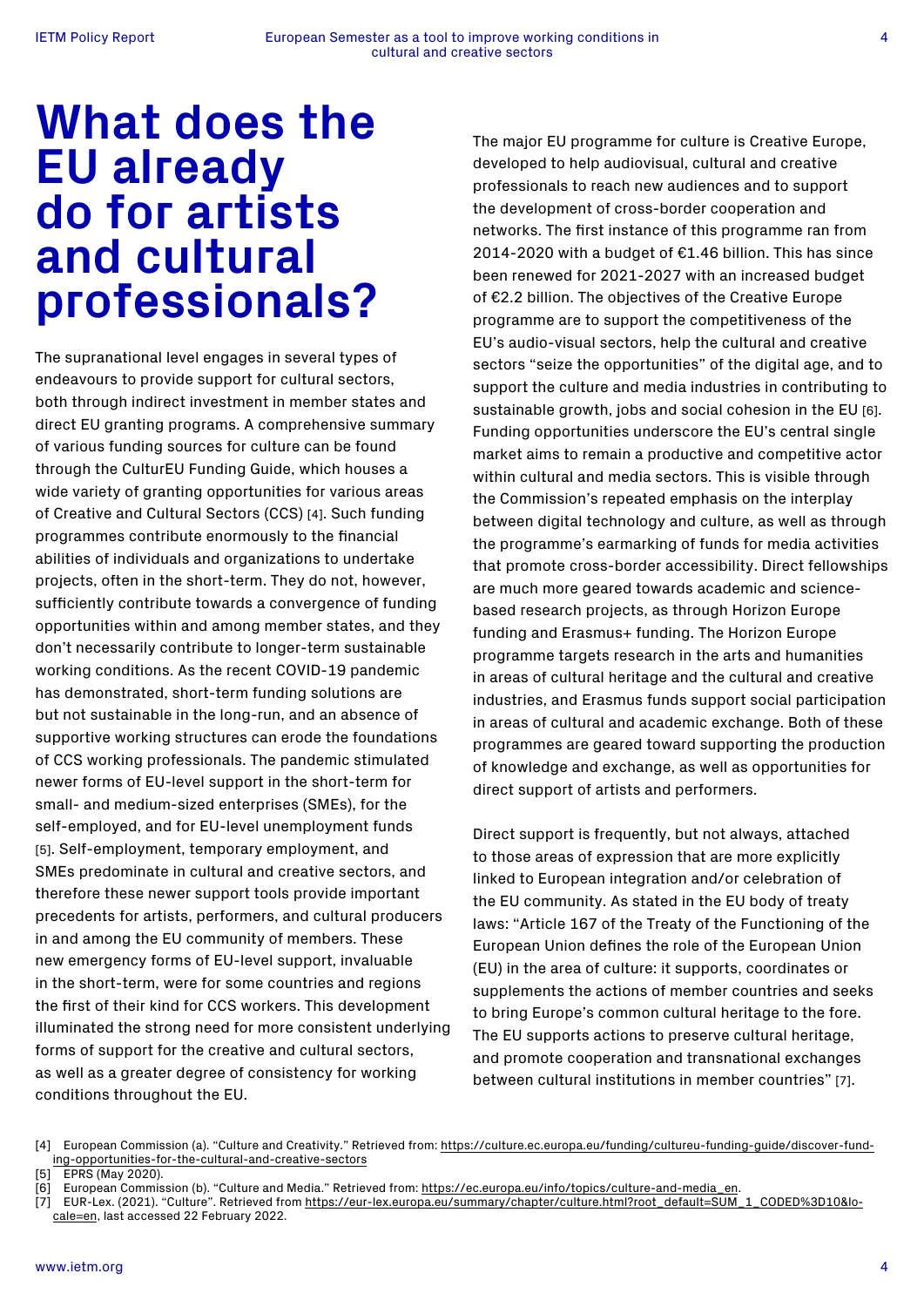# What does the EU already do for artists and cultural professionals?

The supranational level engages in several types of endeavours to provide support for cultural sectors, both through indirect investment in member states and direct EU granting programs. A comprehensive summary of various funding sources for culture can be found through the CulturEU Funding Guide, which houses a wide variety of granting opportunities for various areas of Creative and Cultural Sectors (CCS) [4]. Such funding programmes contribute enormously to the financial abilities of individuals and organizations to undertake projects, often in the short-term. They do not, however, sufficiently contribute towards a convergence of funding opportunities within and among member states, and they don't necessarily contribute to longer-term sustainable working conditions. As the recent COVID-19 pandemic has demonstrated, short-term funding solutions are but not sustainable in the long-run, and an absence of supportive working structures can erode the foundations of CCS working professionals. The pandemic stimulated newer forms of EU-level support in the short-term for small- and medium-sized enterprises (SMEs), for the self-employed, and for EU-level unemployment funds [5]. Self-employment, temporary employment, and SMEs predominate in cultural and creative sectors, and therefore these newer support tools provide important precedents for artists, performers, and cultural producers in and among the EU community of members. These new emergency forms of EU-level support, invaluable in the short-term, were for some countries and regions the first of their kind for CCS workers. This development illuminated the strong need for more consistent underlying forms of support for the creative and cultural sectors, as well as a greater degree of consistency for working conditions throughout the EU.

The major EU programme for culture is Creative Europe, developed to help audiovisual, cultural and creative professionals to reach new audiences and to support the development of cross-border cooperation and networks. The first instance of this programme ran from 2014-2020 with a budget of €1.46 billion. This has since been renewed for 2021-2027 with an increased budget of €2.2 billion. The objectives of the Creative Europe programme are to support the competitiveness of the EU's audio-visual sectors, help the cultural and creative sectors "seize the opportunities" of the digital age, and to support the culture and media industries in contributing to sustainable growth, jobs and social cohesion in the EU [6]. Funding opportunities underscore the EU's central single market aims to remain a productive and competitive actor within cultural and media sectors. This is visible through the Commission's repeated emphasis on the interplay between digital technology and culture, as well as through the programme's earmarking of funds for media activities that promote cross-border accessibility. Direct fellowships are much more geared towards academic and science-based research projects, as through Horizon Europe funding and Erasmus+ funding. The Horizon Europe programme targets research in the arts and humanities in areas of cultural heritage and the cultural and creative industries, and Erasmus funds support social participation in areas of cultural and academic exchange. Both of these programmes are geared toward supporting the production of knowledge and exchange, as well as opportunities for direct support of artists and performers.

Direct support is frequently, but not always, attached to those areas of expression that are more explicitly linked to European integration and/or celebration of the EU community. As stated in the EU body of treaty laws: "Article 167 of the Treaty of the Functioning of the European Union defines the role of the European Union (EU) in the area of culture: it supports, coordinates or supplements the actions of member countries and seeks to bring Europe's common cultural heritage to the fore. The EU supports actions to preserve cultural heritage, and promote cooperation and transnational exchanges between cultural institutions in member countries" [7].

---

[4] European Commission (a). "Culture and Creativity." Retrieved from: https://culture.ec.europa.eu/funding/cultureu-funding-guide/discover-funding-opportunities-for-the-cultural-and-creative-sectors

[5] EPRS (May 2020).

[6] European Commission (b). "Culture and Media." Retrieved from: https://ec.europa.eu/info/topics/culture-and-media_en.

[7] EUR-Lex. (2021). "Culture". Retrieved from https://eur-lex.europa.eu/summary/chapter/culture.html?root_default=SUM_1_CODED%3D10&locale=en, last accessed 22 February 2022.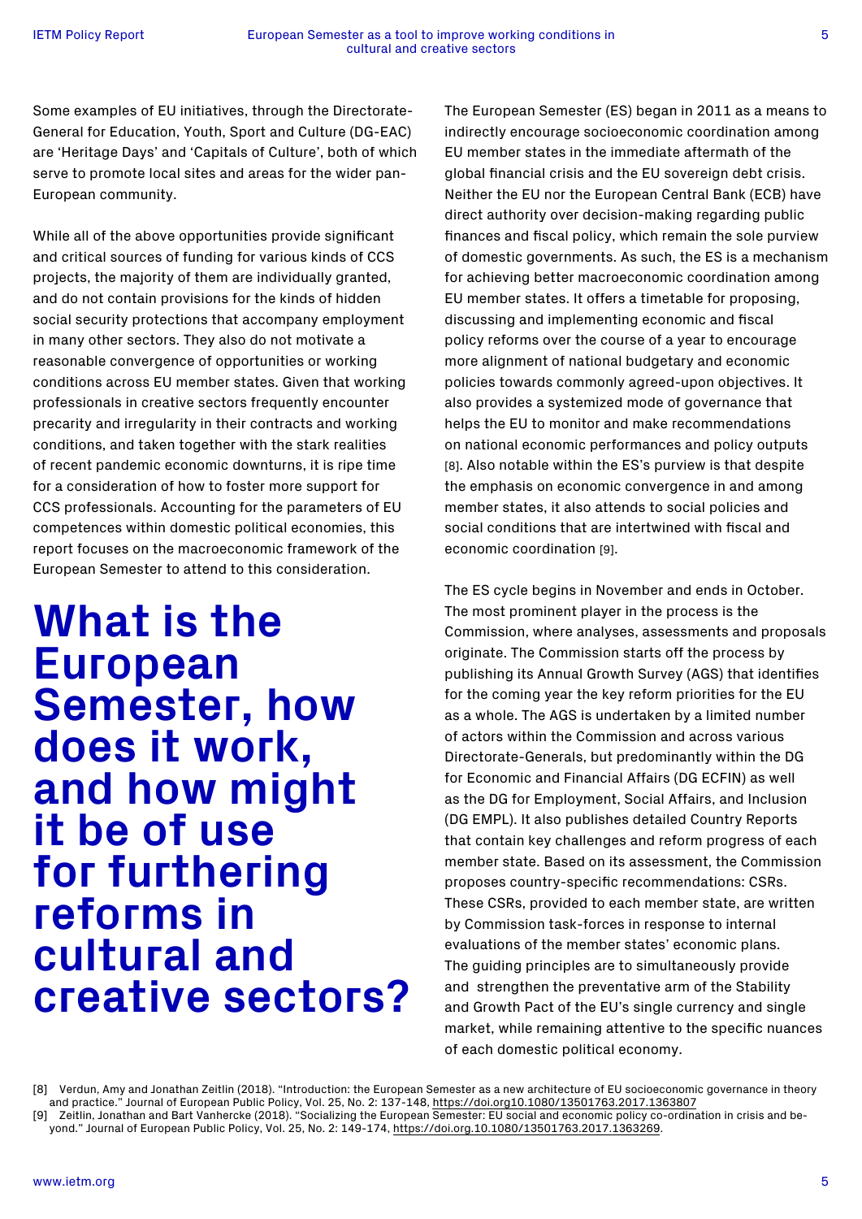Some examples of EU initiatives, through the Directorate-General for Education, Youth, Sport and Culture (DG-EAC) are 'Heritage Days' and 'Capitals of Culture', both of which serve to promote local sites and areas for the wider pan-European community.

While all of the above opportunities provide significant and critical sources of funding for various kinds of CCS projects, the majority of them are individually granted, and do not contain provisions for the kinds of hidden social security protections that accompany employment in many other sectors. They also do not motivate a reasonable convergence of opportunities or working conditions across EU member states. Given that working professionals in creative sectors frequently encounter precarity and irregularity in their contracts and working conditions, and taken together with the stark realities of recent pandemic economic downturns, it is ripe time for a consideration of how to foster more support for CCS professionals. Accounting for the parameters of EU competences within domestic political economies, this report focuses on the macroeconomic framework of the European Semester to attend to this consideration.

# What is the European Semester, how does it work, and how might it be of use for furthering reforms in cultural and creative sectors?

The European Semester (ES) began in 2011 as a means to indirectly encourage socioeconomic coordination among EU member states in the immediate aftermath of the global financial crisis and the EU sovereign debt crisis. Neither the EU nor the European Central Bank (ECB) have direct authority over decision-making regarding public finances and fiscal policy, which remain the sole purview of domestic governments. As such, the ES is a mechanism for achieving better macroeconomic coordination among EU member states. It offers a timetable for proposing, discussing and implementing economic and fiscal policy reforms over the course of a year to encourage more alignment of national budgetary and economic policies towards commonly agreed-upon objectives. It also provides a systemized mode of governance that helps the EU to monitor and make recommendations on national economic performances and policy outputs [8]. Also notable within the ES's purview is that despite the emphasis on economic convergence in and among member states, it also attends to social policies and social conditions that are intertwined with fiscal and economic coordination [9].

The ES cycle begins in November and ends in October. The most prominent player in the process is the Commission, where analyses, assessments and proposals originate. The Commission starts off the process by publishing its Annual Growth Survey (AGS) that identifies for the coming year the key reform priorities for the EU as a whole. The AGS is undertaken by a limited number of actors within the Commission and across various Directorate-Generals, but predominantly within the DG for Economic and Financial Affairs (DG ECFIN) as well as the DG for Employment, Social Affairs, and Inclusion (DG EMPL). It also publishes detailed Country Reports that contain key challenges and reform progress of each member state. Based on its assessment, the Commission proposes country-specific recommendations: CSRs. These CSRs, provided to each member state, are written by Commission task-forces in response to internal evaluations of the member states' economic plans. The guiding principles are to simultaneously provide and strengthen the preventative arm of the Stability and Growth Pact of the EU's single currency and single market, while remaining attentive to the specific nuances of each domestic political economy.

[8] Verdun, Amy and Jonathan Zeitlin (2018). "Introduction: the European Semester as a new architecture of EU socioeconomic governance in theory and practice." Journal of European Public Policy, Vol. 25, No. 2: 137-148, https://doi.org10.1080/13501763.2017.1363807

[9] Zeitlin, Jonathan and Bart Vanhercke (2018). "Socializing the European Semester: EU social and economic policy co-ordination in crisis and beyond." Journal of European Public Policy, Vol. 25, No. 2: 149-174, https://doi.org.10.1080/13501763.2017.1363269.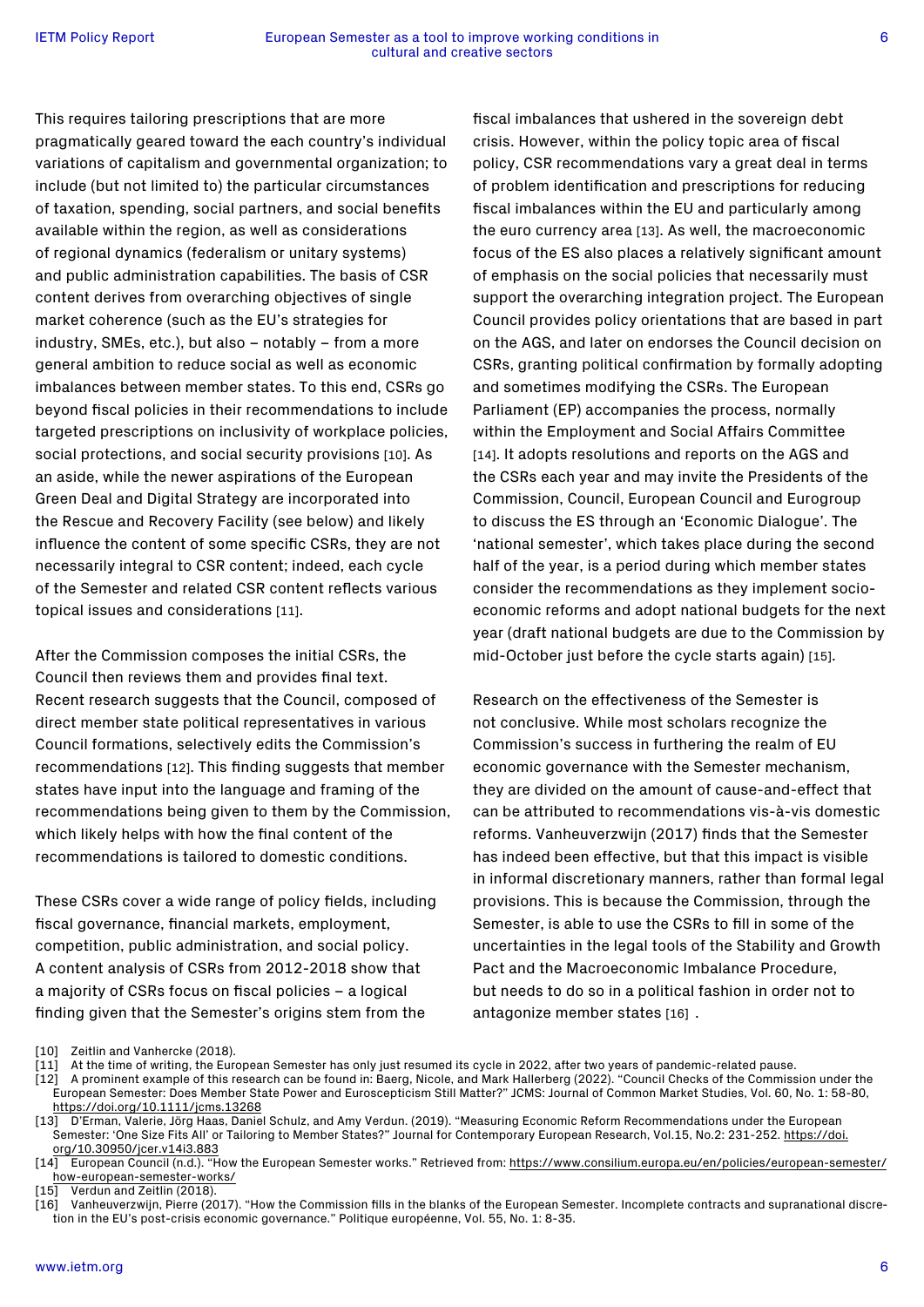This requires tailoring prescriptions that are more pragmatically geared toward the each country's individual variations of capitalism and governmental organization; to include (but not limited to) the particular circumstances of taxation, spending, social partners, and social benefits available within the region, as well as considerations of regional dynamics (federalism or unitary systems) and public administration capabilities. The basis of CSR content derives from overarching objectives of single market coherence (such as the EU's strategies for industry, SMEs, etc.), but also – notably – from a more general ambition to reduce social as well as economic imbalances between member states. To this end, CSRs go beyond fiscal policies in their recommendations to include targeted prescriptions on inclusivity of workplace policies, social protections, and social security provisions [10]. As an aside, while the newer aspirations of the European Green Deal and Digital Strategy are incorporated into the Rescue and Recovery Facility (see below) and likely influence the content of some specific CSRs, they are not necessarily integral to CSR content; indeed, each cycle of the Semester and related CSR content reflects various topical issues and considerations [11].

After the Commission composes the initial CSRs, the Council then reviews them and provides final text. Recent research suggests that the Council, composed of direct member state political representatives in various Council formations, selectively edits the Commission's recommendations [12]. This finding suggests that member states have input into the language and framing of the recommendations being given to them by the Commission, which likely helps with how the final content of the recommendations is tailored to domestic conditions.

These CSRs cover a wide range of policy fields, including fiscal governance, financial markets, employment, competition, public administration, and social policy. A content analysis of CSRs from 2012-2018 show that a majority of CSRs focus on fiscal policies – a logical finding given that the Semester's origins stem from the fiscal imbalances that ushered in the sovereign debt crisis. However, within the policy topic area of fiscal policy, CSR recommendations vary a great deal in terms of problem identification and prescriptions for reducing fiscal imbalances within the EU and particularly among the euro currency area [13]. As well, the macroeconomic focus of the ES also places a relatively significant amount of emphasis on the social policies that necessarily must support the overarching integration project. The European Council provides policy orientations that are based in part on the AGS, and later on endorses the Council decision on CSRs, granting political confirmation by formally adopting and sometimes modifying the CSRs. The European Parliament (EP) accompanies the process, normally within the Employment and Social Affairs Committee [14]. It adopts resolutions and reports on the AGS and the CSRs each year and may invite the Presidents of the Commission, Council, European Council and Eurogroup to discuss the ES through an 'Economic Dialogue'. The 'national semester', which takes place during the second half of the year, is a period during which member states consider the recommendations as they implement socio-economic reforms and adopt national budgets for the next year (draft national budgets are due to the Commission by mid-October just before the cycle starts again) [15].

Research on the effectiveness of the Semester is not conclusive. While most scholars recognize the Commission's success in furthering the realm of EU economic governance with the Semester mechanism, they are divided on the amount of cause-and-effect that can be attributed to recommendations vis-à-vis domestic reforms. Vanheuverzwijn (2017) finds that the Semester has indeed been effective, but that this impact is visible in informal discretionary manners, rather than formal legal provisions. This is because the Commission, through the Semester, is able to use the CSRs to fill in some of the uncertainties in the legal tools of the Stability and Growth Pact and the Macroeconomic Imbalance Procedure, but needs to do so in a political fashion in order not to antagonize member states [16] .

[10] Zeitlin and Vanhercke (2018).

[11] At the time of writing, the European Semester has only just resumed its cycle in 2022, after two years of pandemic-related pause.

[12] A prominent example of this research can be found in: Baerg, Nicole, and Mark Hallerberg (2022). "Council Checks of the Commission under the European Semester: Does Member State Power and Euroscepticism Still Matter?" JCMS: Journal of Common Market Studies, Vol. 60, No. 1: 58-80, https://doi.org/10.1111/jcms.13268

[13] D'Erman, Valerie, Jörg Haas, Daniel Schulz, and Amy Verdun. (2019). "Measuring Economic Reform Recommendations under the European Semester: 'One Size Fits All' or Tailoring to Member States?" Journal for Contemporary European Research, Vol.15, No.2: 231-252. https://doi.org/10.30950/jcer.v14i3.883

[14] European Council (n.d.). "How the European Semester works." Retrieved from: https://www.consilium.europa.eu/en/policies/european-semester/how-european-semester-works/

[15] Verdun and Zeitlin (2018).

[16] Vanheuverzwijn, Pierre (2017). "How the Commission fills in the blanks of the European Semester. Incomplete contracts and supranational discretion in the EU's post-crisis economic governance." Politique européenne, Vol. 55, No. 1: 8-35.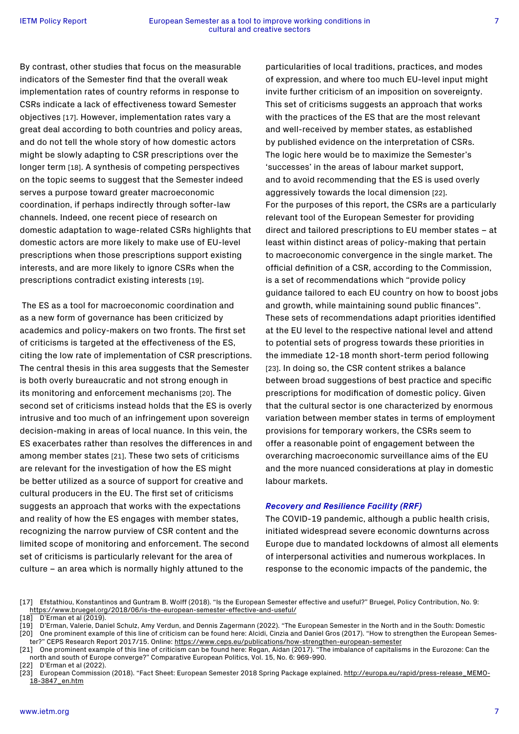By contrast, other studies that focus on the measurable indicators of the Semester find that the overall weak implementation rates of country reforms in response to CSRs indicate a lack of effectiveness toward Semester objectives [17]. However, implementation rates vary a great deal according to both countries and policy areas, and do not tell the whole story of how domestic actors might be slowly adapting to CSR prescriptions over the longer term [18]. A synthesis of competing perspectives on the topic seems to suggest that the Semester indeed serves a purpose toward greater macroeconomic coordination, if perhaps indirectly through softer-law channels. Indeed, one recent piece of research on domestic adaptation to wage-related CSRs highlights that domestic actors are more likely to make use of EU-level prescriptions when those prescriptions support existing interests, and are more likely to ignore CSRs when the prescriptions contradict existing interests [19].

The ES as a tool for macroeconomic coordination and as a new form of governance has been criticized by academics and policy-makers on two fronts. The first set of criticisms is targeted at the effectiveness of the ES, citing the low rate of implementation of CSR prescriptions. The central thesis in this area suggests that the Semester is both overly bureaucratic and not strong enough in its monitoring and enforcement mechanisms [20]. The second set of criticisms instead holds that the ES is overly intrusive and too much of an infringement upon sovereign decision-making in areas of local nuance. In this vein, the ES exacerbates rather than resolves the differences in and among member states [21]. These two sets of criticisms are relevant for the investigation of how the ES might be better utilized as a source of support for creative and cultural producers in the EU. The first set of criticisms suggests an approach that works with the expectations and reality of how the ES engages with member states, recognizing the narrow purview of CSR content and the limited scope of monitoring and enforcement. The second set of criticisms is particularly relevant for the area of culture – an area which is normally highly attuned to the particularities of local traditions, practices, and modes of expression, and where too much EU-level input might invite further criticism of an imposition on sovereignty. This set of criticisms suggests an approach that works with the practices of the ES that are the most relevant and well-received by member states, as established by published evidence on the interpretation of CSRs. The logic here would be to maximize the Semester's 'successes' in the areas of labour market support, and to avoid recommending that the ES is used overly aggressively towards the local dimension [22].

For the purposes of this report, the CSRs are a particularly relevant tool of the European Semester for providing direct and tailored prescriptions to EU member states – at least within distinct areas of policy-making that pertain to macroeconomic convergence in the single market. The official definition of a CSR, according to the Commission, is a set of recommendations which "provide policy guidance tailored to each EU country on how to boost jobs and growth, while maintaining sound public finances". These sets of recommendations adapt priorities identified at the EU level to the respective national level and attend to potential sets of progress towards these priorities in the immediate 12-18 month short-term period following [23]. In doing so, the CSR content strikes a balance between broad suggestions of best practice and specific prescriptions for modification of domestic policy. Given that the cultural sector is one characterized by enormous variation between member states in terms of employment provisions for temporary workers, the CSRs seem to offer a reasonable point of engagement between the overarching macroeconomic surveillance aims of the EU and the more nuanced considerations at play in domestic labour markets.

### *Recovery and Resilience Facility (RRF)*

The COVID-19 pandemic, although a public health crisis, initiated widespread severe economic downturns across Europe due to mandated lockdowns of almost all elements of interpersonal activities and numerous workplaces. In response to the economic impacts of the pandemic, the

---

[17] Efstathiou, Konstantinos and Guntram B. Wolff (2018). "Is the European Semester effective and useful?" Bruegel, Policy Contribution, No. 9: https://www.bruegel.org/2018/06/is-the-european-semester-effective-and-useful/

[18] D'Erman et al (2019).

[19] D'Erman, Valerie, Daniel Schulz, Amy Verdun, and Dennis Zagermann (2022). "The European Semester in the North and in the South: Domestic

[20] One prominent example of this line of criticism can be found here: Alcidi, Cinzia and Daniel Gros (2017). "How to strengthen the European Semester?" CEPS Research Report 2017/15. Online: https://www.ceps.eu/publications/how-strengthen-european-semester

[21] One prominent example of this line of criticism can be found here: Regan, Aidan (2017). "The imbalance of capitalisms in the Eurozone: Can the north and south of Europe converge?" Comparative European Politics, Vol. 15, No. 6: 969-990.

[22] D'Erman et al (2022).

[23] European Commission (2018). "Fact Sheet: European Semester 2018 Spring Package explained. http://europa.eu/rapid/press-release_MEMO-18-3847_en.htm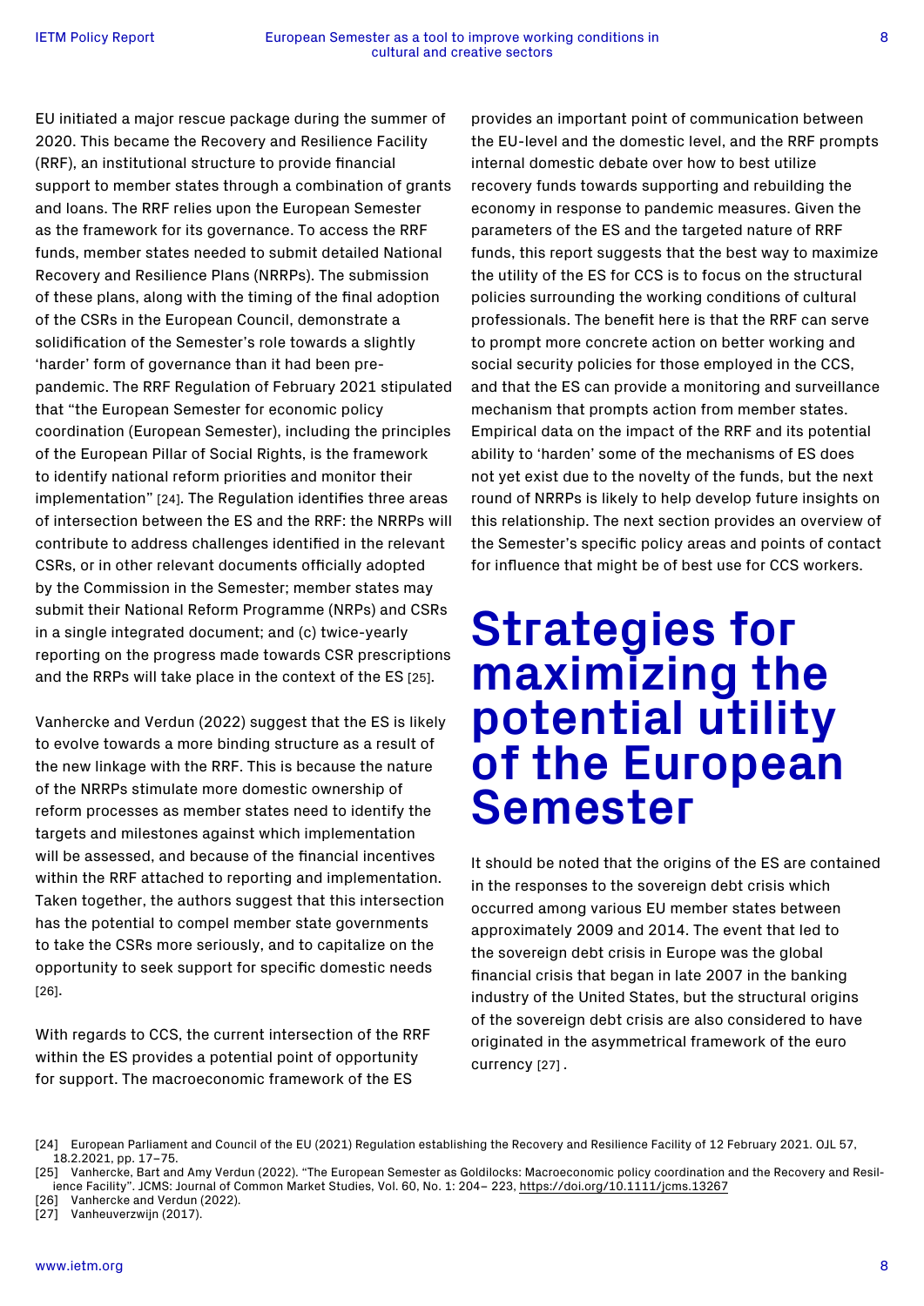EU initiated a major rescue package during the summer of 2020. This became the Recovery and Resilience Facility (RRF), an institutional structure to provide financial support to member states through a combination of grants and loans. The RRF relies upon the European Semester as the framework for its governance. To access the RRF funds, member states needed to submit detailed National Recovery and Resilience Plans (NRRPs). The submission of these plans, along with the timing of the final adoption of the CSRs in the European Council, demonstrate a solidification of the Semester's role towards a slightly 'harder' form of governance than it had been pre-pandemic. The RRF Regulation of February 2021 stipulated that "the European Semester for economic policy coordination (European Semester), including the principles of the European Pillar of Social Rights, is the framework to identify national reform priorities and monitor their implementation" [24]. The Regulation identifies three areas of intersection between the ES and the RRF: the NRRPs will contribute to address challenges identified in the relevant CSRs, or in other relevant documents officially adopted by the Commission in the Semester; member states may submit their National Reform Programme (NRPs) and CSRs in a single integrated document; and (c) twice-yearly reporting on the progress made towards CSR prescriptions and the RRPs will take place in the context of the ES [25].

Vanhercke and Verdun (2022) suggest that the ES is likely to evolve towards a more binding structure as a result of the new linkage with the RRF. This is because the nature of the NRRPs stimulate more domestic ownership of reform processes as member states need to identify the targets and milestones against which implementation will be assessed, and because of the financial incentives within the RRF attached to reporting and implementation. Taken together, the authors suggest that this intersection has the potential to compel member state governments to take the CSRs more seriously, and to capitalize on the opportunity to seek support for specific domestic needs [26].

With regards to CCS, the current intersection of the RRF within the ES provides a potential point of opportunity for support. The macroeconomic framework of the ES provides an important point of communication between the EU-level and the domestic level, and the RRF prompts internal domestic debate over how to best utilize recovery funds towards supporting and rebuilding the economy in response to pandemic measures. Given the parameters of the ES and the targeted nature of RRF funds, this report suggests that the best way to maximize the utility of the ES for CCS is to focus on the structural policies surrounding the working conditions of cultural professionals. The benefit here is that the RRF can serve to prompt more concrete action on better working and social security policies for those employed in the CCS, and that the ES can provide a monitoring and surveillance mechanism that prompts action from member states. Empirical data on the impact of the RRF and its potential ability to 'harden' some of the mechanisms of ES does not yet exist due to the novelty of the funds, but the next round of NRRPs is likely to help develop future insights on this relationship. The next section provides an overview of the Semester's specific policy areas and points of contact for influence that might be of best use for CCS workers.

# Strategies for maximizing the potential utility of the European Semester

It should be noted that the origins of the ES are contained in the responses to the sovereign debt crisis which occurred among various EU member states between approximately 2009 and 2014. The event that led to the sovereign debt crisis in Europe was the global financial crisis that began in late 2007 in the banking industry of the United States, but the structural origins of the sovereign debt crisis are also considered to have originated in the asymmetrical framework of the euro currency [27] .

[24] European Parliament and Council of the EU (2021) Regulation establishing the Recovery and Resilience Facility of 12 February 2021. OJL 57, 18.2.2021, pp. 17–75.

[25] Vanhercke, Bart and Amy Verdun (2022). "The European Semester as Goldilocks: Macroeconomic policy coordination and the Recovery and Resilience Facility". JCMS: Journal of Common Market Studies, Vol. 60, No. 1: 204– 223, https://doi.org/10.1111/jcms.13267

[26] Vanhercke and Verdun (2022).

[27] Vanheuverzwijn (2017).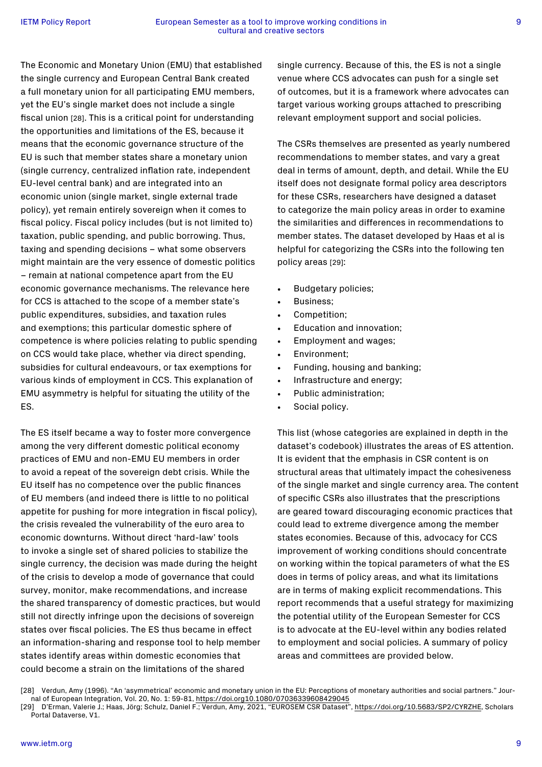The Economic and Monetary Union (EMU) that established the single currency and European Central Bank created a full monetary union for all participating EMU members, yet the EU's single market does not include a single fiscal union [28]. This is a critical point for understanding the opportunities and limitations of the ES, because it means that the economic governance structure of the EU is such that member states share a monetary union (single currency, centralized inflation rate, independent EU-level central bank) and are integrated into an economic union (single market, single external trade policy), yet remain entirely sovereign when it comes to fiscal policy. Fiscal policy includes (but is not limited to) taxation, public spending, and public borrowing. Thus, taxing and spending decisions – what some observers might maintain are the very essence of domestic politics – remain at national competence apart from the EU economic governance mechanisms. The relevance here for CCS is attached to the scope of a member state's public expenditures, subsidies, and taxation rules and exemptions; this particular domestic sphere of competence is where policies relating to public spending on CCS would take place, whether via direct spending, subsidies for cultural endeavours, or tax exemptions for various kinds of employment in CCS. This explanation of EMU asymmetry is helpful for situating the utility of the ES.

The ES itself became a way to foster more convergence among the very different domestic political economy practices of EMU and non-EMU EU members in order to avoid a repeat of the sovereign debt crisis. While the EU itself has no competence over the public finances of EU members (and indeed there is little to no political appetite for pushing for more integration in fiscal policy), the crisis revealed the vulnerability of the euro area to economic downturns. Without direct 'hard-law' tools to invoke a single set of shared policies to stabilize the single currency, the decision was made during the height of the crisis to develop a mode of governance that could survey, monitor, make recommendations, and increase the shared transparency of domestic practices, but would still not directly infringe upon the decisions of sovereign states over fiscal policies. The ES thus became in effect an information-sharing and response tool to help member states identify areas within domestic economies that could become a strain on the limitations of the shared single currency. Because of this, the ES is not a single venue where CCS advocates can push for a single set of outcomes, but it is a framework where advocates can target various working groups attached to prescribing relevant employment support and social policies.

The CSRs themselves are presented as yearly numbered recommendations to member states, and vary a great deal in terms of amount, depth, and detail. While the EU itself does not designate formal policy area descriptors for these CSRs, researchers have designed a dataset to categorize the main policy areas in order to examine the similarities and differences in recommendations to member states. The dataset developed by Haas et al is helpful for categorizing the CSRs into the following ten policy areas [29]:

- Budgetary policies;
- Business;
- Competition;
- Education and innovation;
- Employment and wages;
- Environment;
- Funding, housing and banking;
- Infrastructure and energy;
- Public administration;
- Social policy.

This list (whose categories are explained in depth in the dataset's codebook) illustrates the areas of ES attention. It is evident that the emphasis in CSR content is on structural areas that ultimately impact the cohesiveness of the single market and single currency area. The content of specific CSRs also illustrates that the prescriptions are geared toward discouraging economic practices that could lead to extreme divergence among the member states economies. Because of this, advocacy for CCS improvement of working conditions should concentrate on working within the topical parameters of what the ES does in terms of policy areas, and what its limitations are in terms of making explicit recommendations. This report recommends that a useful strategy for maximizing the potential utility of the European Semester for CCS is to advocate at the EU-level within any bodies related to employment and social policies. A summary of policy areas and committees are provided below.

[28] Verdun, Amy (1996). "An 'asymmetrical' economic and monetary union in the EU: Perceptions of monetary authorities and social partners." Journal of European Integration, Vol. 20, No. 1: 59-81, https://doi.org10.1080/07036339608429045

[29] D'Erman, Valerie J.; Haas, Jörg; Schulz, Daniel F.; Verdun, Amy, 2021, "EUROSEM CSR Dataset", https://doi.org/10.5683/SP2/CYRZHE, Scholars Portal Dataverse, V1.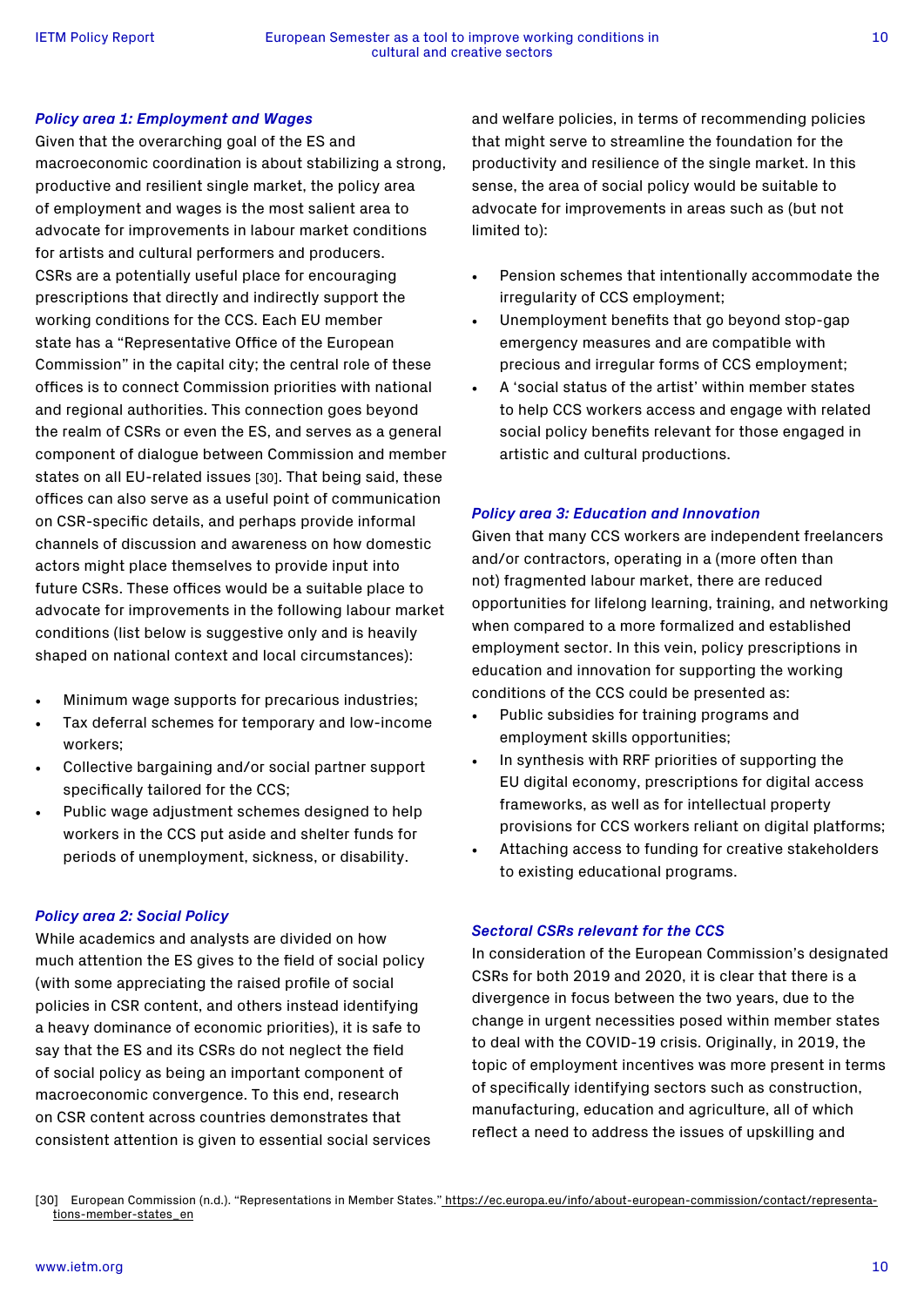### *Policy area 1: Employment and Wages*

Given that the overarching goal of the ES and macroeconomic coordination is about stabilizing a strong, productive and resilient single market, the policy area of employment and wages is the most salient area to advocate for improvements in labour market conditions for artists and cultural performers and producers. CSRs are a potentially useful place for encouraging prescriptions that directly and indirectly support the working conditions for the CCS. Each EU member state has a "Representative Office of the European Commission" in the capital city; the central role of these offices is to connect Commission priorities with national and regional authorities. This connection goes beyond the realm of CSRs or even the ES, and serves as a general component of dialogue between Commission and member states on all EU-related issues [30]. That being said, these offices can also serve as a useful point of communication on CSR-specific details, and perhaps provide informal channels of discussion and awareness on how domestic actors might place themselves to provide input into future CSRs. These offices would be a suitable place to advocate for improvements in the following labour market conditions (list below is suggestive only and is heavily shaped on national context and local circumstances):

- Minimum wage supports for precarious industries;
- Tax deferral schemes for temporary and low-income workers;
- Collective bargaining and/or social partner support specifically tailored for the CCS;
- Public wage adjustment schemes designed to help workers in the CCS put aside and shelter funds for periods of unemployment, sickness, or disability.

### *Policy area 2: Social Policy*

While academics and analysts are divided on how much attention the ES gives to the field of social policy (with some appreciating the raised profile of social policies in CSR content, and others instead identifying a heavy dominance of economic priorities), it is safe to say that the ES and its CSRs do not neglect the field of social policy as being an important component of macroeconomic convergence. To this end, research on CSR content across countries demonstrates that consistent attention is given to essential social services and welfare policies, in terms of recommending policies that might serve to streamline the foundation for the productivity and resilience of the single market. In this sense, the area of social policy would be suitable to advocate for improvements in areas such as (but not limited to):

- Pension schemes that intentionally accommodate the irregularity of CCS employment;
- Unemployment benefits that go beyond stop-gap emergency measures and are compatible with precious and irregular forms of CCS employment;
- A 'social status of the artist' within member states to help CCS workers access and engage with related social policy benefits relevant for those engaged in artistic and cultural productions.

### *Policy area 3: Education and Innovation*

Given that many CCS workers are independent freelancers and/or contractors, operating in a (more often than not) fragmented labour market, there are reduced opportunities for lifelong learning, training, and networking when compared to a more formalized and established employment sector. In this vein, policy prescriptions in education and innovation for supporting the working conditions of the CCS could be presented as:

- Public subsidies for training programs and employment skills opportunities;
- In synthesis with RRF priorities of supporting the EU digital economy, prescriptions for digital access frameworks, as well as for intellectual property provisions for CCS workers reliant on digital platforms;
- Attaching access to funding for creative stakeholders to existing educational programs.

### *Sectoral CSRs relevant for the CCS*

In consideration of the European Commission's designated CSRs for both 2019 and 2020, it is clear that there is a divergence in focus between the two years, due to the change in urgent necessities posed within member states to deal with the COVID-19 crisis. Originally, in 2019, the topic of employment incentives was more present in terms of specifically identifying sectors such as construction, manufacturing, education and agriculture, all of which reflect a need to address the issues of upskilling and

[30] European Commission (n.d.). "Representations in Member States." https://ec.europa.eu/info/about-european-commission/contact/representations-member-states_en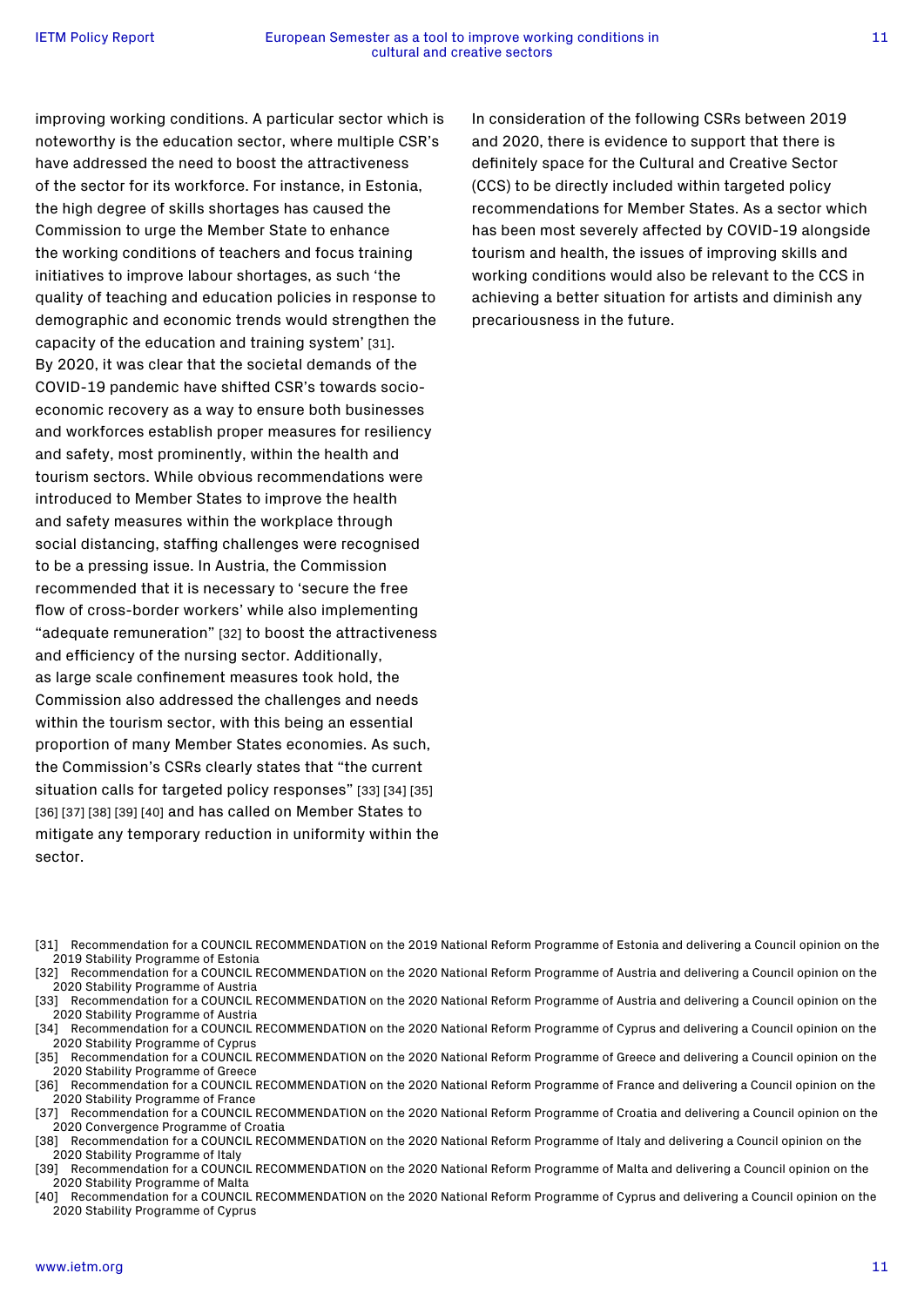improving working conditions. A particular sector which is noteworthy is the education sector, where multiple CSR's have addressed the need to boost the attractiveness of the sector for its workforce. For instance, in Estonia, the high degree of skills shortages has caused the Commission to urge the Member State to enhance the working conditions of teachers and focus training initiatives to improve labour shortages, as such 'the quality of teaching and education policies in response to demographic and economic trends would strengthen the capacity of the education and training system' [31]. By 2020, it was clear that the societal demands of the COVID-19 pandemic have shifted CSR's towards socio-economic recovery as a way to ensure both businesses and workforces establish proper measures for resiliency and safety, most prominently, within the health and tourism sectors. While obvious recommendations were introduced to Member States to improve the health and safety measures within the workplace through social distancing, staffing challenges were recognised to be a pressing issue. In Austria, the Commission recommended that it is necessary to 'secure the free flow of cross-border workers' while also implementing "adequate remuneration" [32] to boost the attractiveness and efficiency of the nursing sector. Additionally, as large scale confinement measures took hold, the Commission also addressed the challenges and needs within the tourism sector, with this being an essential proportion of many Member States economies. As such, the Commission's CSRs clearly states that "the current situation calls for targeted policy responses" [33] [34] [35] [36] [37] [38] [39] [40] and has called on Member States to mitigate any temporary reduction in uniformity within the sector.

In consideration of the following CSRs between 2019 and 2020, there is evidence to support that there is definitely space for the Cultural and Creative Sector (CCS) to be directly included within targeted policy recommendations for Member States. As a sector which has been most severely affected by COVID-19 alongside tourism and health, the issues of improving skills and working conditions would also be relevant to the CCS in achieving a better situation for artists and diminish any precariousness in the future.

[31] Recommendation for a COUNCIL RECOMMENDATION on the 2019 National Reform Programme of Estonia and delivering a Council opinion on the 2019 Stability Programme of Estonia

[32] Recommendation for a COUNCIL RECOMMENDATION on the 2020 National Reform Programme of Austria and delivering a Council opinion on the 2020 Stability Programme of Austria

[33] Recommendation for a COUNCIL RECOMMENDATION on the 2020 National Reform Programme of Austria and delivering a Council opinion on the 2020 Stability Programme of Austria

[34] Recommendation for a COUNCIL RECOMMENDATION on the 2020 National Reform Programme of Cyprus and delivering a Council opinion on the 2020 Stability Programme of Cyprus

[35] Recommendation for a COUNCIL RECOMMENDATION on the 2020 National Reform Programme of Greece and delivering a Council opinion on the 2020 Stability Programme of Greece

[36] Recommendation for a COUNCIL RECOMMENDATION on the 2020 National Reform Programme of France and delivering a Council opinion on the 2020 Stability Programme of France

[37] Recommendation for a COUNCIL RECOMMENDATION on the 2020 National Reform Programme of Croatia and delivering a Council opinion on the 2020 Convergence Programme of Croatia

[38] Recommendation for a COUNCIL RECOMMENDATION on the 2020 National Reform Programme of Italy and delivering a Council opinion on the 2020 Stability Programme of Italy

[39] Recommendation for a COUNCIL RECOMMENDATION on the 2020 National Reform Programme of Malta and delivering a Council opinion on the 2020 Stability Programme of Malta

[40] Recommendation for a COUNCIL RECOMMENDATION on the 2020 National Reform Programme of Cyprus and delivering a Council opinion on the 2020 Stability Programme of Cyprus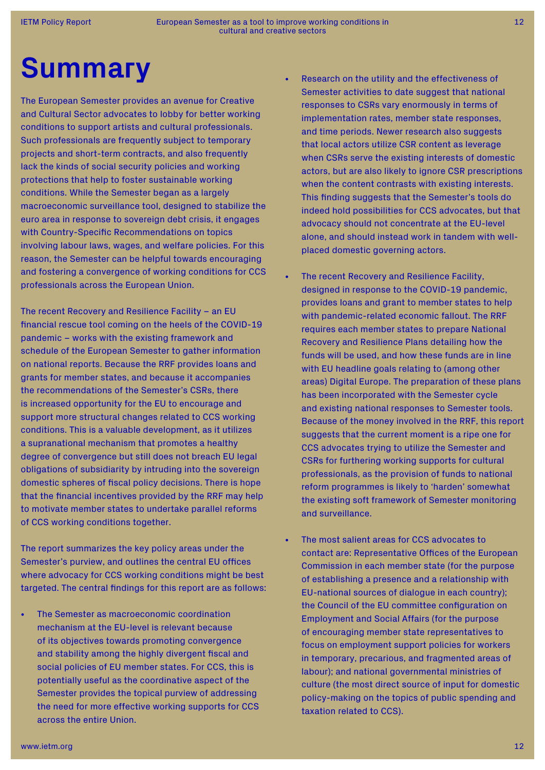# Summary

The European Semester provides an avenue for Creative and Cultural Sector advocates to lobby for better working conditions to support artists and cultural professionals. Such professionals are frequently subject to temporary projects and short-term contracts, and also frequently lack the kinds of social security policies and working protections that help to foster sustainable working conditions. While the Semester began as a largely macroeconomic surveillance tool, designed to stabilize the euro area in response to sovereign debt crisis, it engages with Country-Specific Recommendations on topics involving labour laws, wages, and welfare policies. For this reason, the Semester can be helpful towards encouraging and fostering a convergence of working conditions for CCS professionals across the European Union.

The recent Recovery and Resilience Facility – an EU financial rescue tool coming on the heels of the COVID-19 pandemic – works with the existing framework and schedule of the European Semester to gather information on national reports. Because the RRF provides loans and grants for member states, and because it accompanies the recommendations of the Semester's CSRs, there is increased opportunity for the EU to encourage and support more structural changes related to CCS working conditions. This is a valuable development, as it utilizes a supranational mechanism that promotes a healthy degree of convergence but still does not breach EU legal obligations of subsidiarity by intruding into the sovereign domestic spheres of fiscal policy decisions. There is hope that the financial incentives provided by the RRF may help to motivate member states to undertake parallel reforms of CCS working conditions together.

The report summarizes the key policy areas under the Semester's purview, and outlines the central EU offices where advocacy for CCS working conditions might be best targeted. The central findings for this report are as follows:

- The Semester as macroeconomic coordination mechanism at the EU-level is relevant because of its objectives towards promoting convergence and stability among the highly divergent fiscal and social policies of EU member states. For CCS, this is potentially useful as the coordinative aspect of the Semester provides the topical purview of addressing the need for more effective working supports for CCS across the entire Union.

- Research on the utility and the effectiveness of Semester activities to date suggest that national responses to CSRs vary enormously in terms of implementation rates, member state responses, and time periods. Newer research also suggests that local actors utilize CSR content as leverage when CSRs serve the existing interests of domestic actors, but are also likely to ignore CSR prescriptions when the content contrasts with existing interests. This finding suggests that the Semester's tools do indeed hold possibilities for CCS advocates, but that advocacy should not concentrate at the EU-level alone, and should instead work in tandem with well-placed domestic governing actors.

- The recent Recovery and Resilience Facility, designed in response to the COVID-19 pandemic, provides loans and grant to member states to help with pandemic-related economic fallout. The RRF requires each member states to prepare National Recovery and Resilience Plans detailing how the funds will be used, and how these funds are in line with EU headline goals relating to (among other areas) Digital Europe. The preparation of these plans has been incorporated with the Semester cycle and existing national responses to Semester tools. Because of the money involved in the RRF, this report suggests that the current moment is a ripe one for CCS advocates trying to utilize the Semester and CSRs for furthering working supports for cultural professionals, as the provision of funds to national reform programmes is likely to 'harden' somewhat the existing soft framework of Semester monitoring and surveillance.

- The most salient areas for CCS advocates to contact are: Representative Offices of the European Commission in each member state (for the purpose of establishing a presence and a relationship with EU-national sources of dialogue in each country); the Council of the EU committee configuration on Employment and Social Affairs (for the purpose of encouraging member state representatives to focus on employment support policies for workers in temporary, precarious, and fragmented areas of labour); and national governmental ministries of culture (the most direct source of input for domestic policy-making on the topics of public spending and taxation related to CCS).